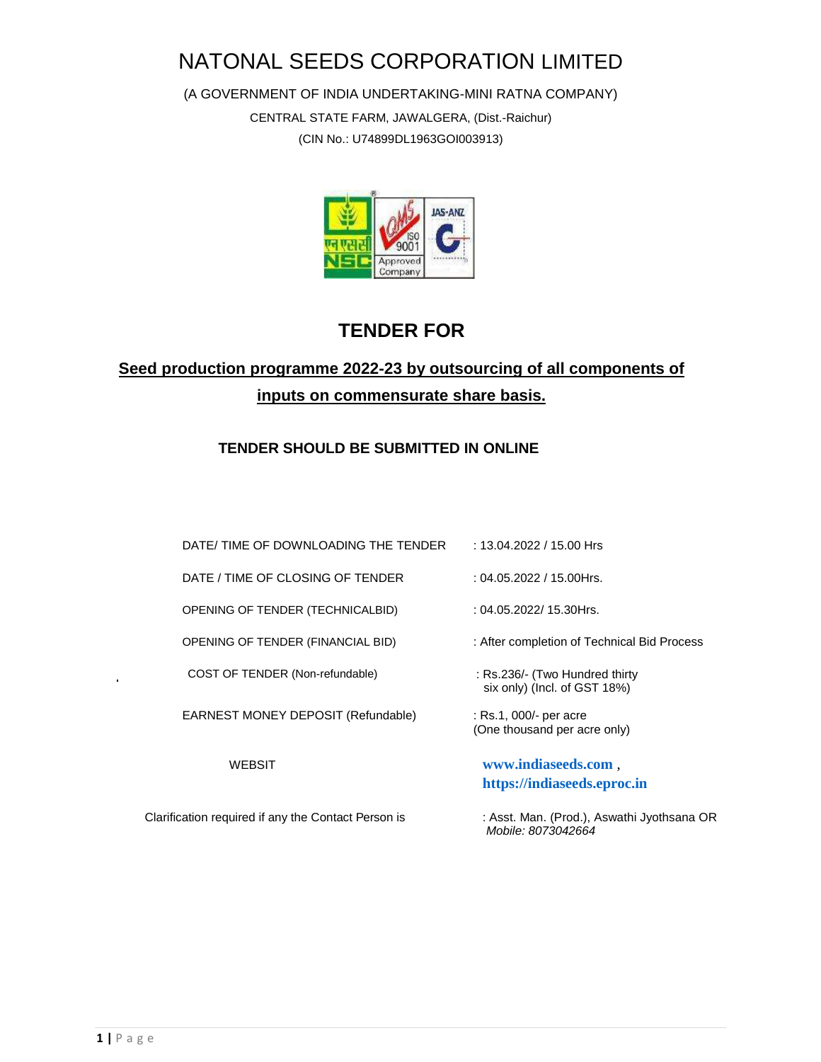# NATONAL SEEDS CORPORATION LIMITED

(A GOVERNMENT OF INDIA UNDERTAKING-MINI RATNA COMPANY)

CENTRAL STATE FARM, JAWALGERA, (Dist.-Raichur)

(CIN No.: U74899DL1963GOI003913)

## TENDER FOR

**Seed production programme 2022-23 by outsourcing of all components of inputs on commensurate share basis.**

**TENDER SHOULD BE SUBMITTED IN ONLINE**

| | |
|---|---|
| DATE/ TIME OF DOWNLOADING THE TENDER | : 13.04.2022 / 15.00 Hrs |
| DATE / TIME OF CLOSING OF TENDER | : 04.05.2022 / 15.00Hrs. |
| OPENING OF TENDER (TECHNICALBID) | : 04.05.2022/ 15.30Hrs. |
| OPENING OF TENDER (FINANCIAL BID) | : After completion of Technical Bid Process |
| COST OF TENDER (Non-refundable) | : Rs.236/- (Two Hundred thirty six only) (Incl. of GST 18%) |
| EARNEST MONEY DEPOSIT (Refundable) | : Rs.1, 000/- per acre (One thousand per acre only) |
| WEBSIT | **www.indiaseeds.com** , **https://indiaseeds.eproc.in** |
| Clarification required if any the Contact Person is | : Asst. Man. (Prod.), Aswathi Jyothsana OR *Mobile: 8073042664* |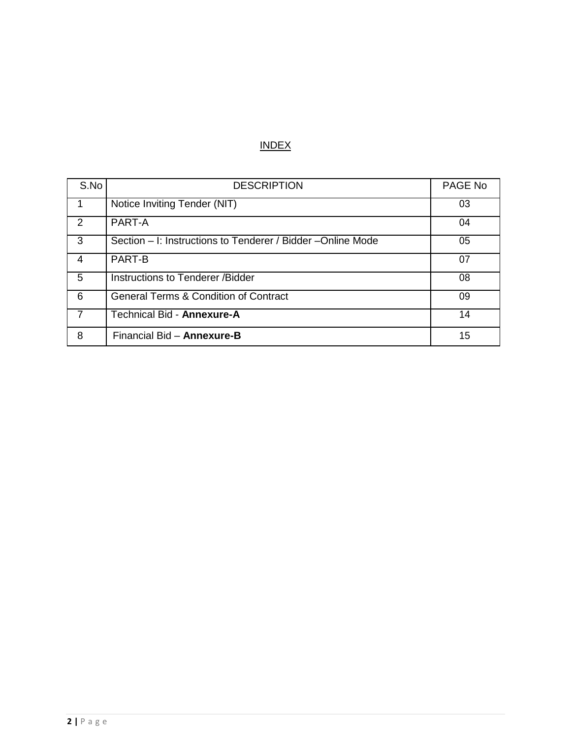# INDEX

| S.No | DESCRIPTION | PAGE No |
|---|---|---|
| 1 | Notice Inviting Tender (NIT) | 03 |
| 2 | PART-A | 04 |
| 3 | Section – I: Instructions to Tenderer / Bidder –Online Mode | 05 |
| 4 | PART-B | 07 |
| 5 | Instructions to Tenderer /Bidder | 08 |
| 6 | General Terms & Condition of Contract | 09 |
| 7 | Technical Bid - **Annexure-A** | 14 |
| 8 | Financial Bid – **Annexure-B** | 15 |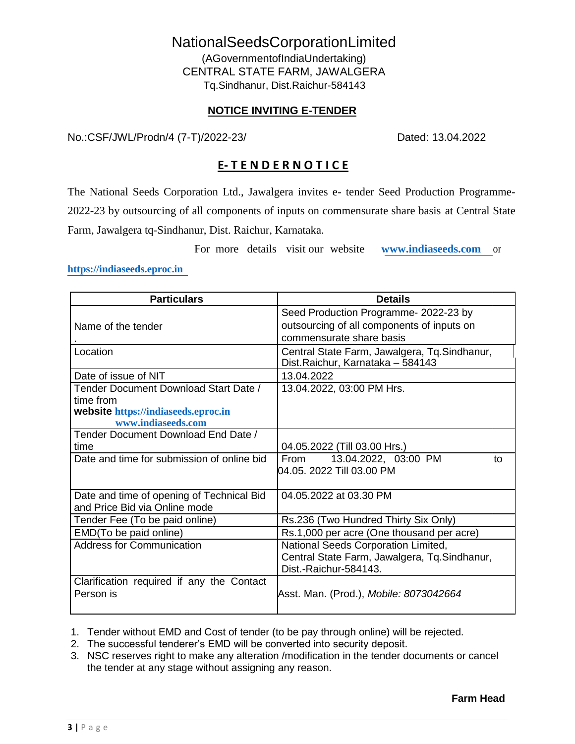# NationalSeedsCorporationLimited

(AGovernmentofIndiaUndertaking)
CENTRAL STATE FARM, JAWALGERA
Tq.Sindhanur, Dist.Raichur-584143

**NOTICE INVITING E-TENDER**

No.:CSF/JWL/Prodn/4 (7-T)/2022-23/ Dated: 13.04.2022

## E-TENDERNOTICE

The National Seeds Corporation Ltd., Jawalgera invites e- tender Seed Production Programme-2022-23 by outsourcing of all components of inputs on commensurate share basis at Central State Farm, Jawalgera tq-Sindhanur, Dist. Raichur, Karnataka.

For more details visit our website **www.indiaseeds.com** or **https://indiaseeds.eproc.in**

| Particulars | Details |
|---|---|
| Name of the tender . | Seed Production Programme- 2022-23 by outsourcing of all components of inputs on commensurate share basis |
| Location | Central State Farm, Jawalgera, Tq.Sindhanur, Dist.Raichur, Karnataka – 584143 |
| Date of issue of NIT | 13.04.2022 |
| Tender Document Download Start Date / time from **website https://indiaseeds.eproc.in www.indiaseeds.com** | 13.04.2022, 03:00 PM Hrs. |
| Tender Document Download End Date / time | 04.05.2022 (Till 03.00 Hrs.) |
| Date and time for submission of online bid | From 13.04.2022, 03:00 PM to 04.05. 2022 Till 03.00 PM |
| Date and time of opening of Technical Bid and Price Bid via Online mode | 04.05.2022 at 03.30 PM |
| Tender Fee (To be paid online) | Rs.236 (Two Hundred Thirty Six Only) |
| EMD(To be paid online) | Rs.1,000 per acre (One thousand per acre) |
| Address for Communication | National Seeds Corporation Limited, Central State Farm, Jawalgera, Tq.Sindhanur, Dist.-Raichur-584143. |
| Clarification required if any the Contact Person is | Asst. Man. (Prod.), *Mobile: 8073042664* |

1. Tender without EMD and Cost of tender (to be pay through online) will be rejected.
2. The successful tenderer's EMD will be converted into security deposit.
3. NSC reserves right to make any alteration /modification in the tender documents or cancel the tender at any stage without assigning any reason.

**Farm Head**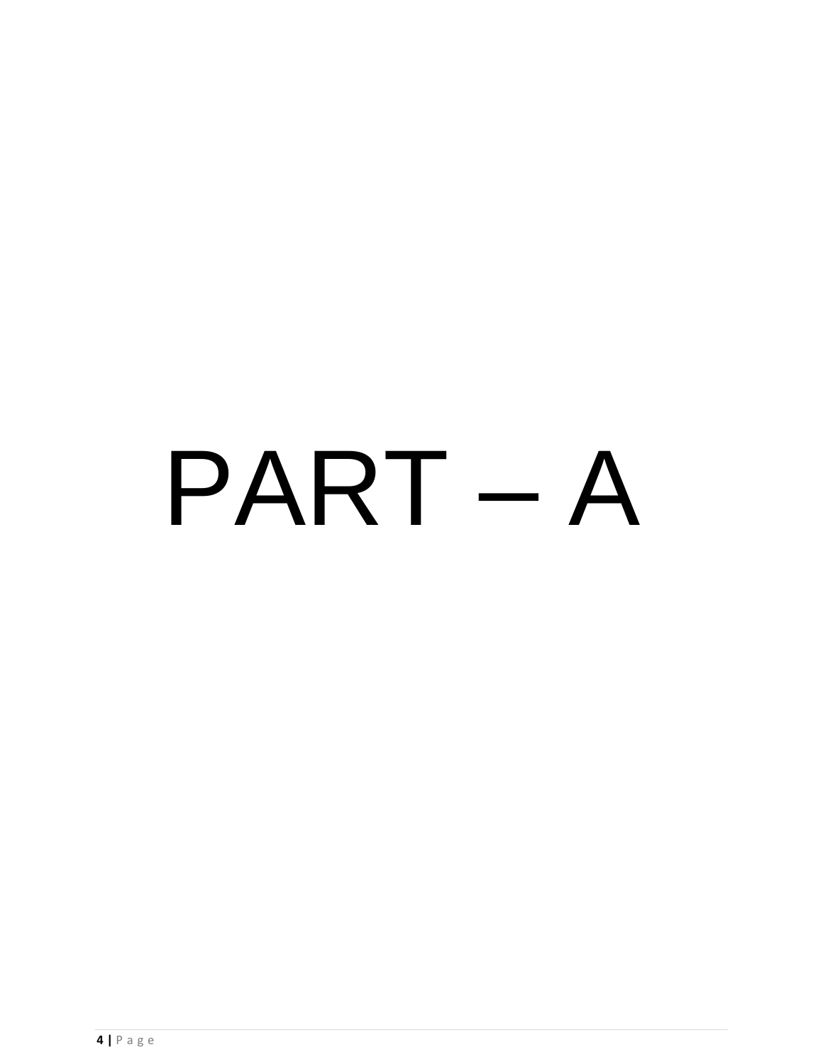# PART – A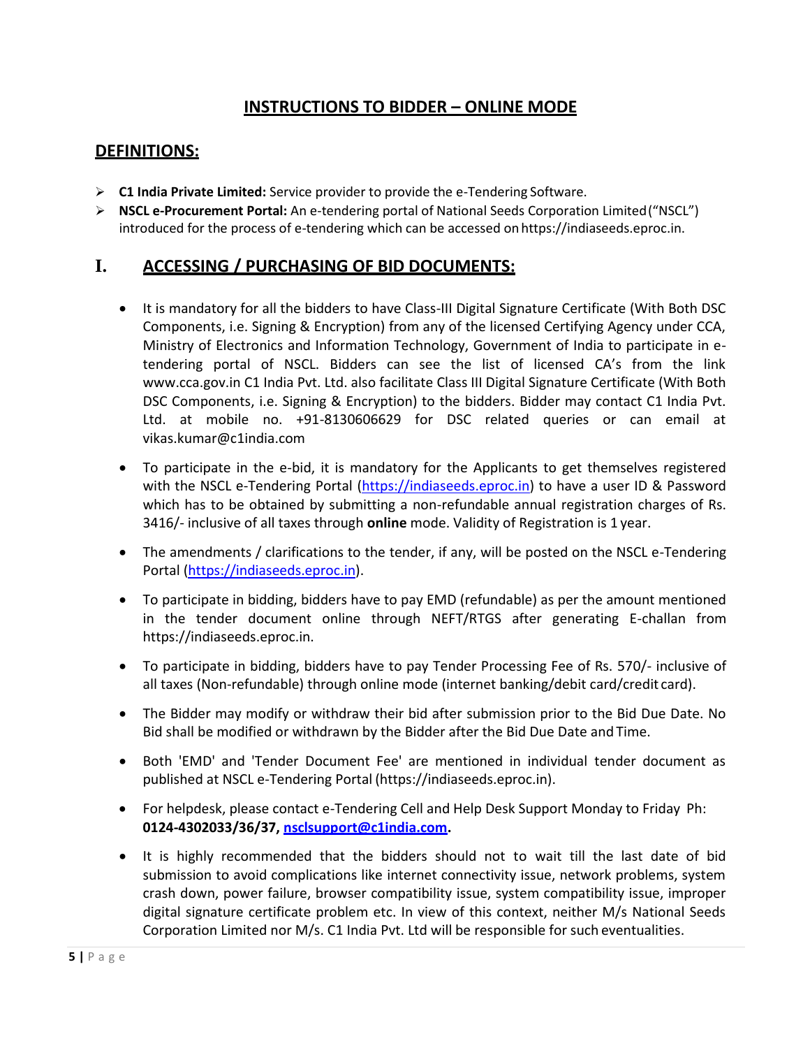# INSTRUCTIONS TO BIDDER – ONLINE MODE

## DEFINITIONS:

- **C1 India Private Limited:** Service provider to provide the e-Tendering Software.
- **NSCL e-Procurement Portal:** An e-tendering portal of National Seeds Corporation Limited ("NSCL") introduced for the process of e-tendering which can be accessed on https://indiaseeds.eproc.in.

## I. ACCESSING / PURCHASING OF BID DOCUMENTS:

- It is mandatory for all the bidders to have Class-III Digital Signature Certificate (With Both DSC Components, i.e. Signing & Encryption) from any of the licensed Certifying Agency under CCA, Ministry of Electronics and Information Technology, Government of India to participate in e-tendering portal of NSCL. Bidders can see the list of licensed CA's from the link www.cca.gov.in C1 India Pvt. Ltd. also facilitate Class III Digital Signature Certificate (With Both DSC Components, i.e. Signing & Encryption) to the bidders. Bidder may contact C1 India Pvt. Ltd. at mobile no. +91-8130606629 for DSC related queries or can email at vikas.kumar@c1india.com

- To participate in the e-bid, it is mandatory for the Applicants to get themselves registered with the NSCL e-Tendering Portal (https://indiaseeds.eproc.in) to have a user ID & Password which has to be obtained by submitting a non-refundable annual registration charges of Rs. 3416/- inclusive of all taxes through **online** mode. Validity of Registration is 1 year.

- The amendments / clarifications to the tender, if any, will be posted on the NSCL e-Tendering Portal (https://indiaseeds.eproc.in).

- To participate in bidding, bidders have to pay EMD (refundable) as per the amount mentioned in the tender document online through NEFT/RTGS after generating E-challan from https://indiaseeds.eproc.in.

- To participate in bidding, bidders have to pay Tender Processing Fee of Rs. 570/- inclusive of all taxes (Non-refundable) through online mode (internet banking/debit card/credit card).

- The Bidder may modify or withdraw their bid after submission prior to the Bid Due Date. No Bid shall be modified or withdrawn by the Bidder after the Bid Due Date and Time.

- Both 'EMD' and 'Tender Document Fee' are mentioned in individual tender document as published at NSCL e-Tendering Portal (https://indiaseeds.eproc.in).

- For helpdesk, please contact e-Tendering Cell and Help Desk Support Monday to Friday Ph: **0124-4302033/36/37, nsclsupport@c1india.com.**

- It is highly recommended that the bidders should not to wait till the last date of bid submission to avoid complications like internet connectivity issue, network problems, system crash down, power failure, browser compatibility issue, system compatibility issue, improper digital signature certificate problem etc. In view of this context, neither M/s National Seeds Corporation Limited nor M/s. C1 India Pvt. Ltd will be responsible for such eventualities.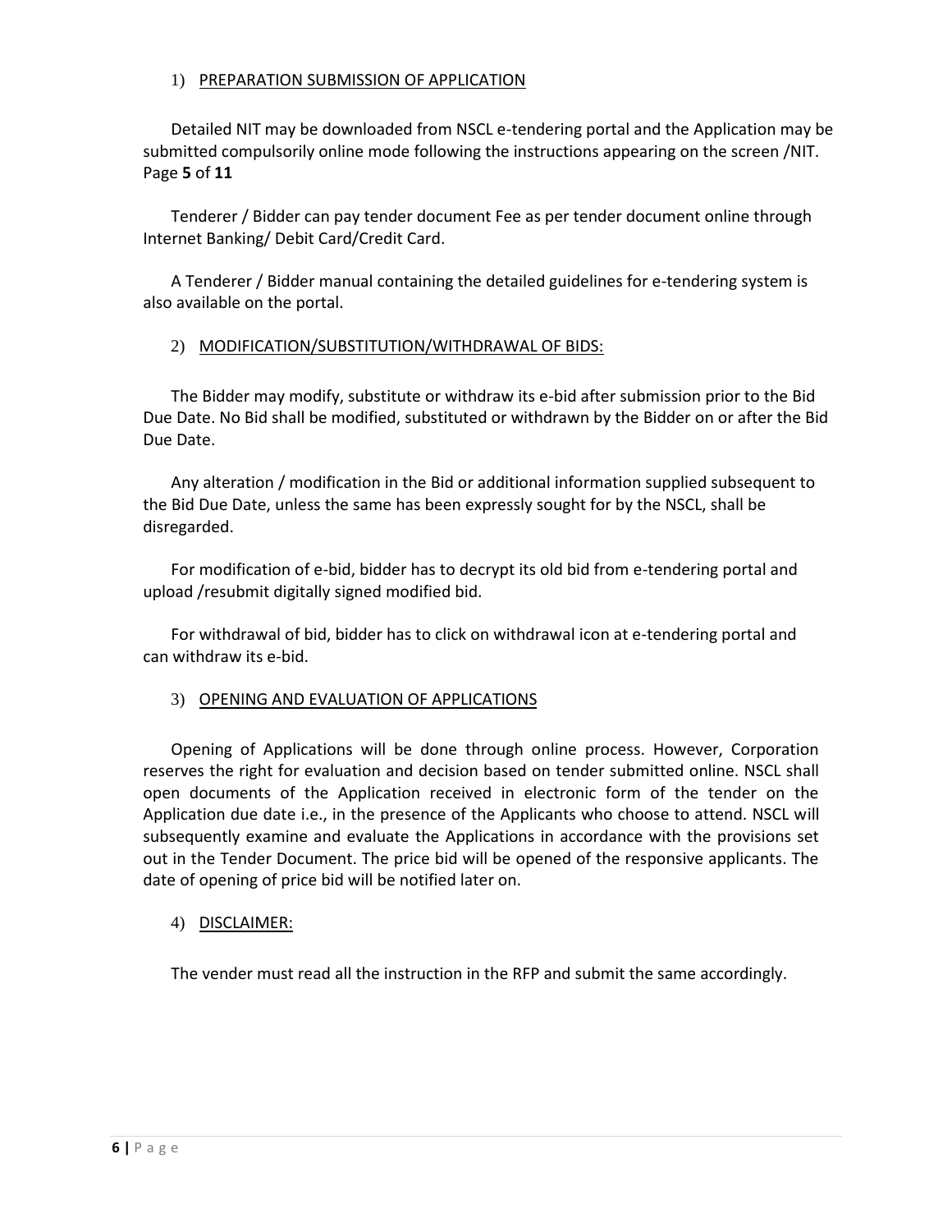### 1) PREPARATION SUBMISSION OF APPLICATION

Detailed NIT may be downloaded from NSCL e-tendering portal and the Application may be submitted compulsorily online mode following the instructions appearing on the screen /NIT.

Tenderer / Bidder can pay tender document Fee as per tender document online through Internet Banking/ Debit Card/Credit Card.

A Tenderer / Bidder manual containing the detailed guidelines for e-tendering system is also available on the portal.

### 2) MODIFICATION/SUBSTITUTION/WITHDRAWAL OF BIDS:

The Bidder may modify, substitute or withdraw its e-bid after submission prior to the Bid Due Date. No Bid shall be modified, substituted or withdrawn by the Bidder on or after the Bid Due Date.

Any alteration / modification in the Bid or additional information supplied subsequent to the Bid Due Date, unless the same has been expressly sought for by the NSCL, shall be disregarded.

For modification of e-bid, bidder has to decrypt its old bid from e-tendering portal and upload /resubmit digitally signed modified bid.

For withdrawal of bid, bidder has to click on withdrawal icon at e-tendering portal and can withdraw its e-bid.

### 3) OPENING AND EVALUATION OF APPLICATIONS

Opening of Applications will be done through online process. However, Corporation reserves the right for evaluation and decision based on tender submitted online. NSCL shall open documents of the Application received in electronic form of the tender on the Application due date i.e., in the presence of the Applicants who choose to attend. NSCL will subsequently examine and evaluate the Applications in accordance with the provisions set out in the Tender Document. The price bid will be opened of the responsive applicants. The date of opening of price bid will be notified later on.

### 4) DISCLAIMER:

The vender must read all the instruction in the RFP and submit the same accordingly.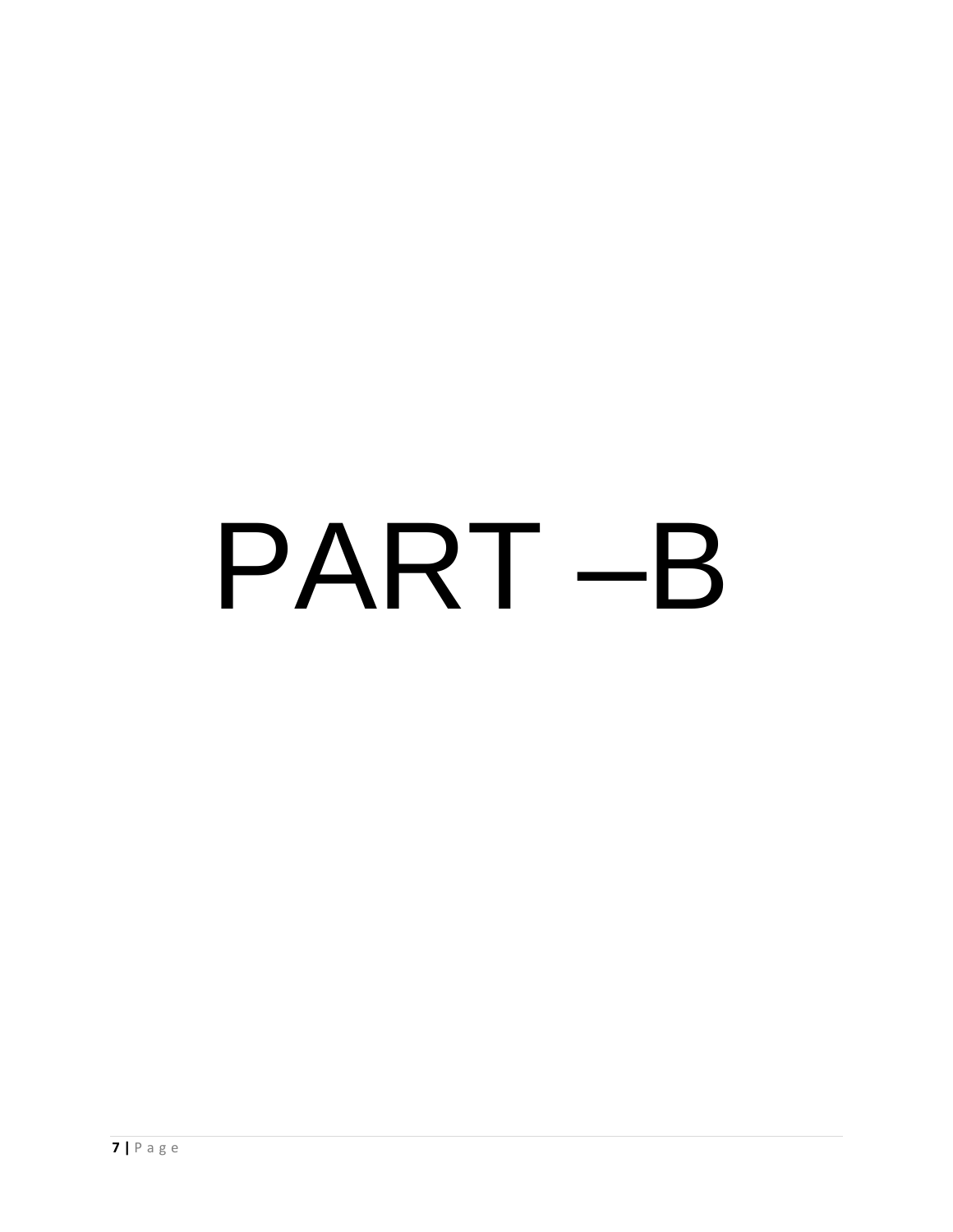# PART –B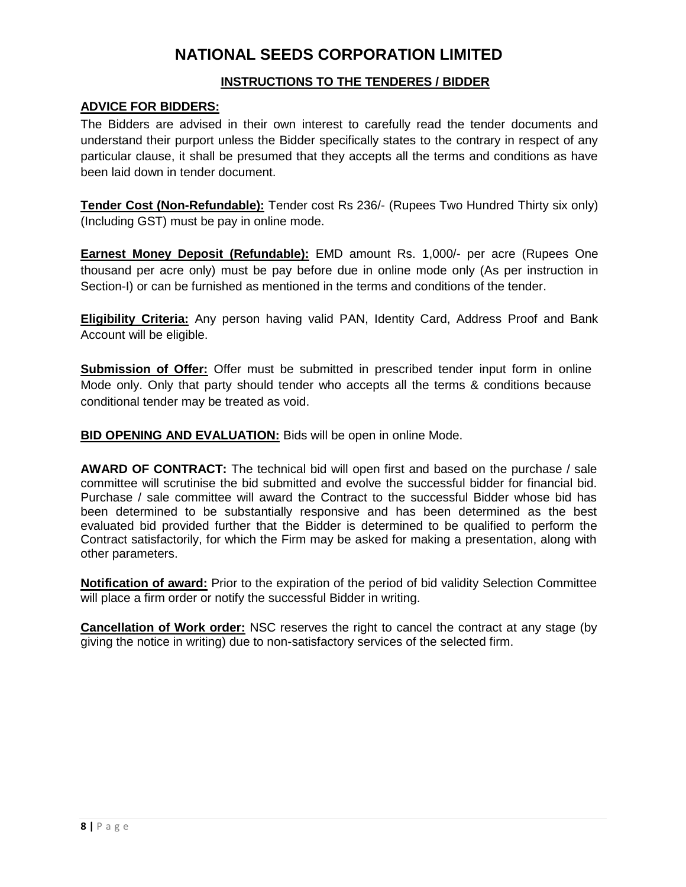# NATIONAL SEEDS CORPORATION LIMITED

## INSTRUCTIONS TO THE TENDERES / BIDDER

**ADVICE FOR BIDDERS:**

The Bidders are advised in their own interest to carefully read the tender documents and understand their purport unless the Bidder specifically states to the contrary in respect of any particular clause, it shall be presumed that they accepts all the terms and conditions as have been laid down in tender document.

**Tender Cost (Non-Refundable):** Tender cost Rs 236/- (Rupees Two Hundred Thirty six only) (Including GST) must be pay in online mode.

**Earnest Money Deposit (Refundable):** EMD amount Rs. 1,000/- per acre (Rupees One thousand per acre only) must be pay before due in online mode only (As per instruction in Section-I) or can be furnished as mentioned in the terms and conditions of the tender.

**Eligibility Criteria:** Any person having valid PAN, Identity Card, Address Proof and Bank Account will be eligible.

**Submission of Offer:** Offer must be submitted in prescribed tender input form in online Mode only. Only that party should tender who accepts all the terms & conditions because conditional tender may be treated as void.

**BID OPENING AND EVALUATION:** Bids will be open in online Mode.

**AWARD OF CONTRACT:** The technical bid will open first and based on the purchase / sale committee will scrutinise the bid submitted and evolve the successful bidder for financial bid. Purchase / sale committee will award the Contract to the successful Bidder whose bid has been determined to be substantially responsive and has been determined as the best evaluated bid provided further that the Bidder is determined to be qualified to perform the Contract satisfactorily, for which the Firm may be asked for making a presentation, along with other parameters.

**Notification of award:** Prior to the expiration of the period of bid validity Selection Committee will place a firm order or notify the successful Bidder in writing.

**Cancellation of Work order:** NSC reserves the right to cancel the contract at any stage (by giving the notice in writing) due to non-satisfactory services of the selected firm.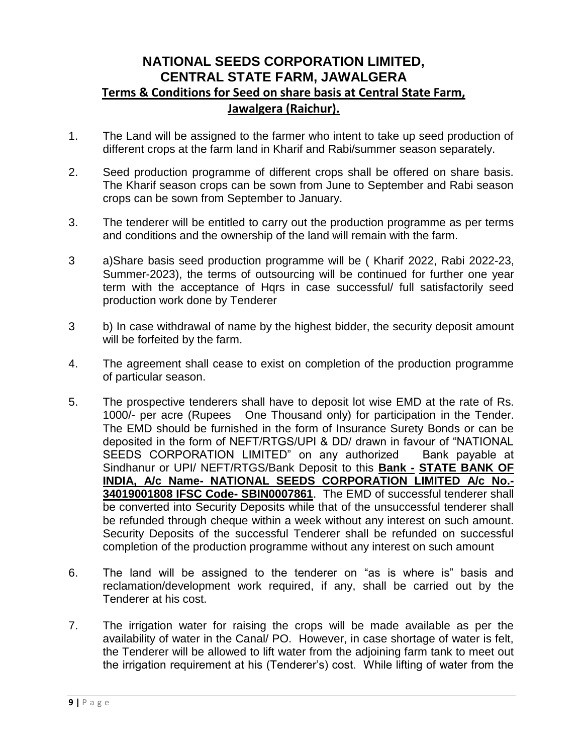# NATIONAL SEEDS CORPORATION LIMITED, CENTRAL STATE FARM, JAWALGERA

## Terms & Conditions for Seed on share basis at Central State Farm, Jawalgera (Raichur).

1. The Land will be assigned to the farmer who intent to take up seed production of different crops at the farm land in Kharif and Rabi/summer season separately.

2. Seed production programme of different crops shall be offered on share basis. The Kharif season crops can be sown from June to September and Rabi season crops can be sown from September to January.

3. The tenderer will be entitled to carry out the production programme as per terms and conditions and the ownership of the land will remain with the farm.

3 a)Share basis seed production programme will be ( Kharif 2022, Rabi 2022-23, Summer-2023), the terms of outsourcing will be continued for further one year term with the acceptance of Hqrs in case successful/ full satisfactorily seed production work done by Tenderer

3 b) In case withdrawal of name by the highest bidder, the security deposit amount will be forfeited by the farm.

4. The agreement shall cease to exist on completion of the production programme of particular season.

5. The prospective tenderers shall have to deposit lot wise EMD at the rate of Rs. 1000/- per acre (Rupees One Thousand only) for participation in the Tender. The EMD should be furnished in the form of Insurance Surety Bonds or can be deposited in the form of NEFT/RTGS/UPI & DD/ drawn in favour of "NATIONAL SEEDS CORPORATION LIMITED" on any authorized Bank payable at Sindhanur or UPI/ NEFT/RTGS/Bank Deposit to this **Bank - STATE BANK OF INDIA, A/c Name- NATIONAL SEEDS CORPORATION LIMITED A/c No.- 34019001808 IFSC Code- SBIN0007861**. The EMD of successful tenderer shall be converted into Security Deposits while that of the unsuccessful tenderer shall be refunded through cheque within a week without any interest on such amount. Security Deposits of the successful Tenderer shall be refunded on successful completion of the production programme without any interest on such amount

6. The land will be assigned to the tenderer on "as is where is" basis and reclamation/development work required, if any, shall be carried out by the Tenderer at his cost.

7. The irrigation water for raising the crops will be made available as per the availability of water in the Canal/ PO. However, in case shortage of water is felt, the Tenderer will be allowed to lift water from the adjoining farm tank to meet out the irrigation requirement at his (Tenderer's) cost. While lifting of water from the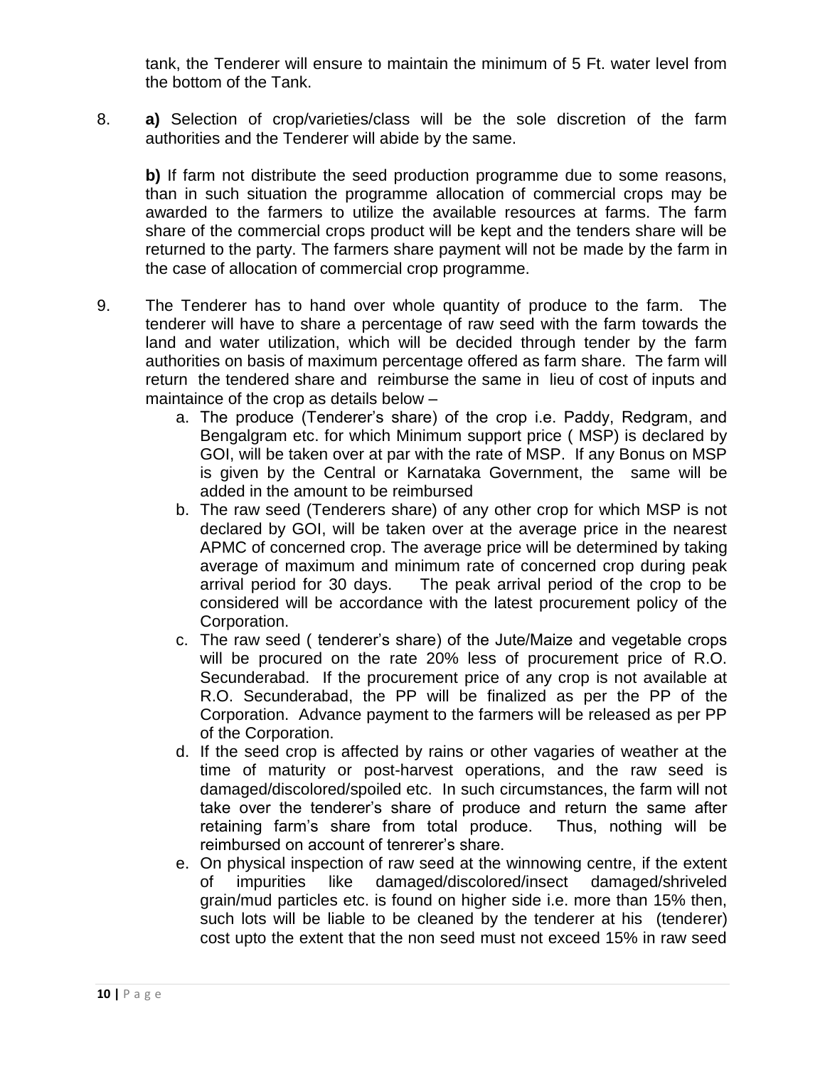tank, the Tenderer will ensure to maintain the minimum of 5 Ft. water level from the bottom of the Tank.

8. **a)** Selection of crop/varieties/class will be the sole discretion of the farm authorities and the Tenderer will abide by the same.

   **b)** If farm not distribute the seed production programme due to some reasons, than in such situation the programme allocation of commercial crops may be awarded to the farmers to utilize the available resources at farms. The farm share of the commercial crops product will be kept and the tenders share will be returned to the party. The farmers share payment will not be made by the farm in the case of allocation of commercial crop programme.

9. The Tenderer has to hand over whole quantity of produce to the farm. The tenderer will have to share a percentage of raw seed with the farm towards the land and water utilization, which will be decided through tender by the farm authorities on basis of maximum percentage offered as farm share. The farm will return the tendered share and reimburse the same in lieu of cost of inputs and maintaince of the crop as details below –
   a. The produce (Tenderer's share) of the crop i.e. Paddy, Redgram, and Bengalgram etc. for which Minimum support price ( MSP) is declared by GOI, will be taken over at par with the rate of MSP. If any Bonus on MSP is given by the Central or Karnataka Government, the same will be added in the amount to be reimbursed
   b. The raw seed (Tenderers share) of any other crop for which MSP is not declared by GOI, will be taken over at the average price in the nearest APMC of concerned crop. The average price will be determined by taking average of maximum and minimum rate of concerned crop during peak arrival period for 30 days. The peak arrival period of the crop to be considered will be accordance with the latest procurement policy of the Corporation.
   c. The raw seed ( tenderer's share) of the Jute/Maize and vegetable crops will be procured on the rate 20% less of procurement price of R.O. Secunderabad. If the procurement price of any crop is not available at R.O. Secunderabad, the PP will be finalized as per the PP of the Corporation. Advance payment to the farmers will be released as per PP of the Corporation.
   d. If the seed crop is affected by rains or other vagaries of weather at the time of maturity or post-harvest operations, and the raw seed is damaged/discolored/spoiled etc. In such circumstances, the farm will not take over the tenderer's share of produce and return the same after retaining farm's share from total produce. Thus, nothing will be reimbursed on account of tenrerer's share.
   e. On physical inspection of raw seed at the winnowing centre, if the extent of impurities like damaged/discolored/insect damaged/shriveled grain/mud particles etc. is found on higher side i.e. more than 15% then, such lots will be liable to be cleaned by the tenderer at his (tenderer) cost upto the extent that the non seed must not exceed 15% in raw seed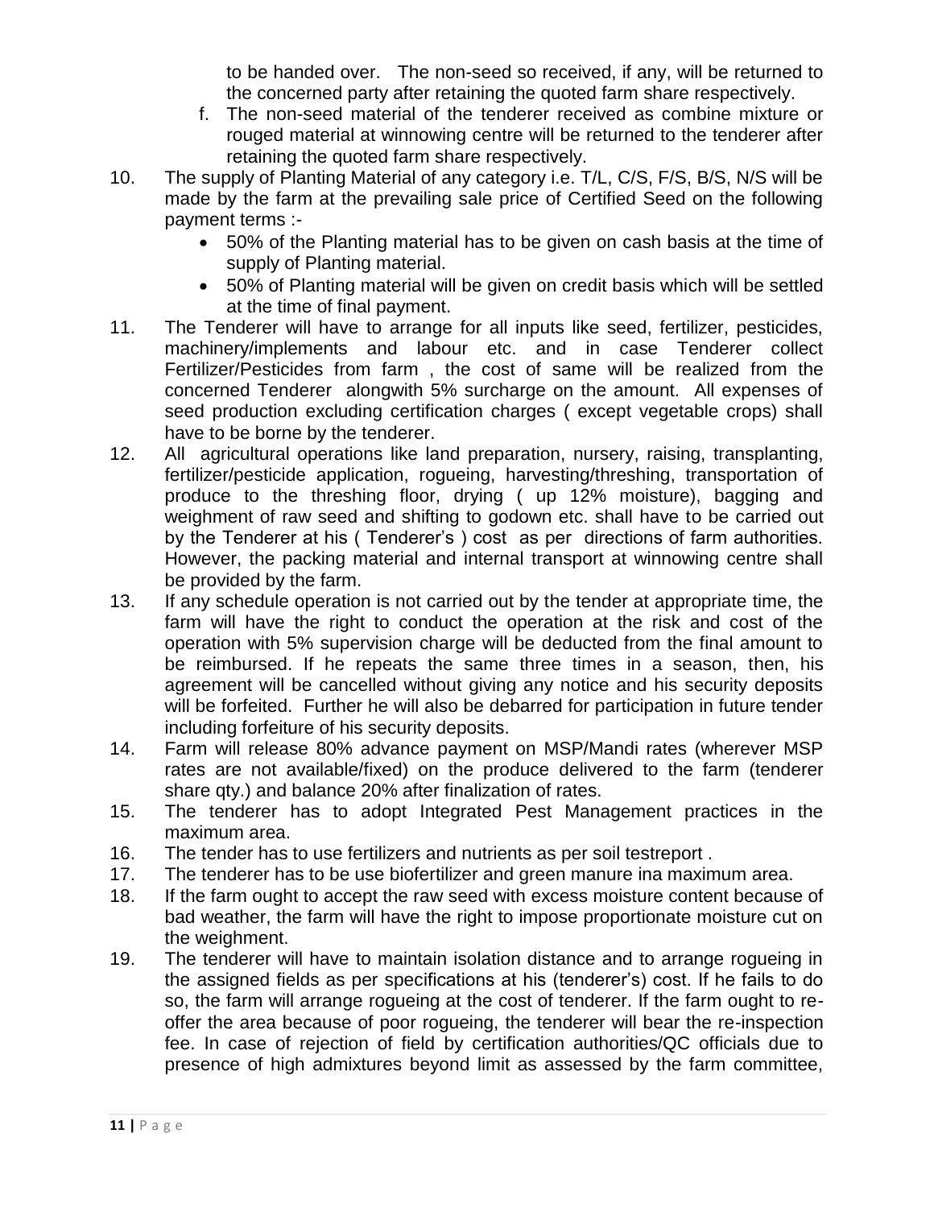to be handed over. The non-seed so received, if any, will be returned to the concerned party after retaining the quoted farm share respectively.

f. The non-seed material of the tenderer received as combine mixture or rouged material at winnowing centre will be returned to the tenderer after retaining the quoted farm share respectively.

10. The supply of Planting Material of any category i.e. T/L, C/S, F/S, B/S, N/S will be made by the farm at the prevailing sale price of Certified Seed on the following payment terms :-
    - 50% of the Planting material has to be given on cash basis at the time of supply of Planting material.
    - 50% of Planting material will be given on credit basis which will be settled at the time of final payment.
11. The Tenderer will have to arrange for all inputs like seed, fertilizer, pesticides, machinery/implements and labour etc. and in case Tenderer collect Fertilizer/Pesticides from farm , the cost of same will be realized from the concerned Tenderer alongwith 5% surcharge on the amount. All expenses of seed production excluding certification charges ( except vegetable crops) shall have to be borne by the tenderer.
12. All agricultural operations like land preparation, nursery, raising, transplanting, fertilizer/pesticide application, rogueing, harvesting/threshing, transportation of produce to the threshing floor, drying ( up 12% moisture), bagging and weighment of raw seed and shifting to godown etc. shall have to be carried out by the Tenderer at his ( Tenderer's ) cost as per directions of farm authorities. However, the packing material and internal transport at winnowing centre shall be provided by the farm.
13. If any schedule operation is not carried out by the tender at appropriate time, the farm will have the right to conduct the operation at the risk and cost of the operation with 5% supervision charge will be deducted from the final amount to be reimbursed. If he repeats the same three times in a season, then, his agreement will be cancelled without giving any notice and his security deposits will be forfeited. Further he will also be debarred for participation in future tender including forfeiture of his security deposits.
14. Farm will release 80% advance payment on MSP/Mandi rates (wherever MSP rates are not available/fixed) on the produce delivered to the farm (tenderer share qty.) and balance 20% after finalization of rates.
15. The tenderer has to adopt Integrated Pest Management practices in the maximum area.
16. The tender has to use fertilizers and nutrients as per soil testreport .
17. The tenderer has to be use biofertilizer and green manure ina maximum area.
18. If the farm ought to accept the raw seed with excess moisture content because of bad weather, the farm will have the right to impose proportionate moisture cut on the weighment.
19. The tenderer will have to maintain isolation distance and to arrange rogueing in the assigned fields as per specifications at his (tenderer's) cost. If he fails to do so, the farm will arrange rogueing at the cost of tenderer. If the farm ought to re-offer the area because of poor rogueing, the tenderer will bear the re-inspection fee. In case of rejection of field by certification authorities/QC officials due to presence of high admixtures beyond limit as assessed by the farm committee,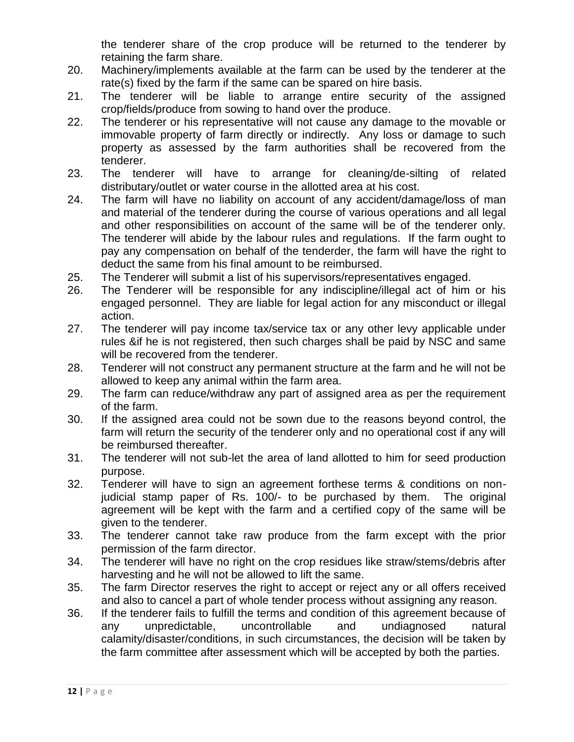the tenderer share of the crop produce will be returned to the tenderer by retaining the farm share.

20. Machinery/implements available at the farm can be used by the tenderer at the rate(s) fixed by the farm if the same can be spared on hire basis.
21. The tenderer will be liable to arrange entire security of the assigned crop/fields/produce from sowing to hand over the produce.
22. The tenderer or his representative will not cause any damage to the movable or immovable property of farm directly or indirectly. Any loss or damage to such property as assessed by the farm authorities shall be recovered from the tenderer.
23. The tenderer will have to arrange for cleaning/de-silting of related distributary/outlet or water course in the allotted area at his cost.
24. The farm will have no liability on account of any accident/damage/loss of man and material of the tenderer during the course of various operations and all legal and other responsibilities on account of the same will be of the tenderer only. The tenderer will abide by the labour rules and regulations. If the farm ought to pay any compensation on behalf of the tenderder, the farm will have the right to deduct the same from his final amount to be reimbursed.
25. The Tenderer will submit a list of his supervisors/representatives engaged.
26. The Tenderer will be responsible for any indiscipline/illegal act of him or his engaged personnel. They are liable for legal action for any misconduct or illegal action.
27. The tenderer will pay income tax/service tax or any other levy applicable under rules &if he is not registered, then such charges shall be paid by NSC and same will be recovered from the tenderer.
28. Tenderer will not construct any permanent structure at the farm and he will not be allowed to keep any animal within the farm area.
29. The farm can reduce/withdraw any part of assigned area as per the requirement of the farm.
30. If the assigned area could not be sown due to the reasons beyond control, the farm will return the security of the tenderer only and no operational cost if any will be reimbursed thereafter.
31. The tenderer will not sub-let the area of land allotted to him for seed production purpose.
32. Tenderer will have to sign an agreement forthese terms & conditions on non-judicial stamp paper of Rs. 100/- to be purchased by them. The original agreement will be kept with the farm and a certified copy of the same will be given to the tenderer.
33. The tenderer cannot take raw produce from the farm except with the prior permission of the farm director.
34. The tenderer will have no right on the crop residues like straw/stems/debris after harvesting and he will not be allowed to lift the same.
35. The farm Director reserves the right to accept or reject any or all offers received and also to cancel a part of whole tender process without assigning any reason.
36. If the tenderer fails to fulfill the terms and condition of this agreement because of any unpredictable, uncontrollable and undiagnosed natural calamity/disaster/conditions, in such circumstances, the decision will be taken by the farm committee after assessment which will be accepted by both the parties.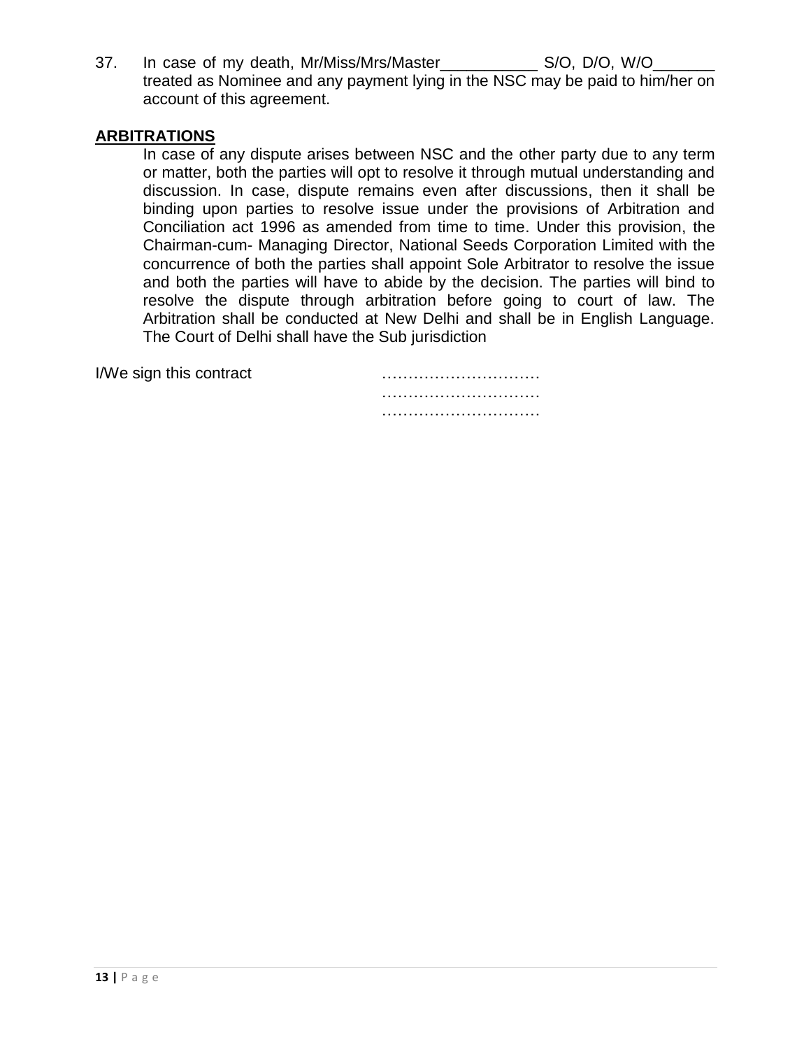37. In case of my death, Mr/Miss/Mrs/Master___________ S/O, D/O, W/O_______ treated as Nominee and any payment lying in the NSC may be paid to him/her on account of this agreement.

## ARBITRATIONS

In case of any dispute arises between NSC and the other party due to any term or matter, both the parties will opt to resolve it through mutual understanding and discussion. In case, dispute remains even after discussions, then it shall be binding upon parties to resolve issue under the provisions of Arbitration and Conciliation act 1996 as amended from time to time. Under this provision, the Chairman-cum- Managing Director, National Seeds Corporation Limited with the concurrence of both the parties shall appoint Sole Arbitrator to resolve the issue and both the parties will have to abide by the decision. The parties will bind to resolve the dispute through arbitration before going to court of law. The Arbitration shall be conducted at New Delhi and shall be in English Language. The Court of Delhi shall have the Sub jurisdiction

I/We sign this contract ………………………… ………………………… …………………………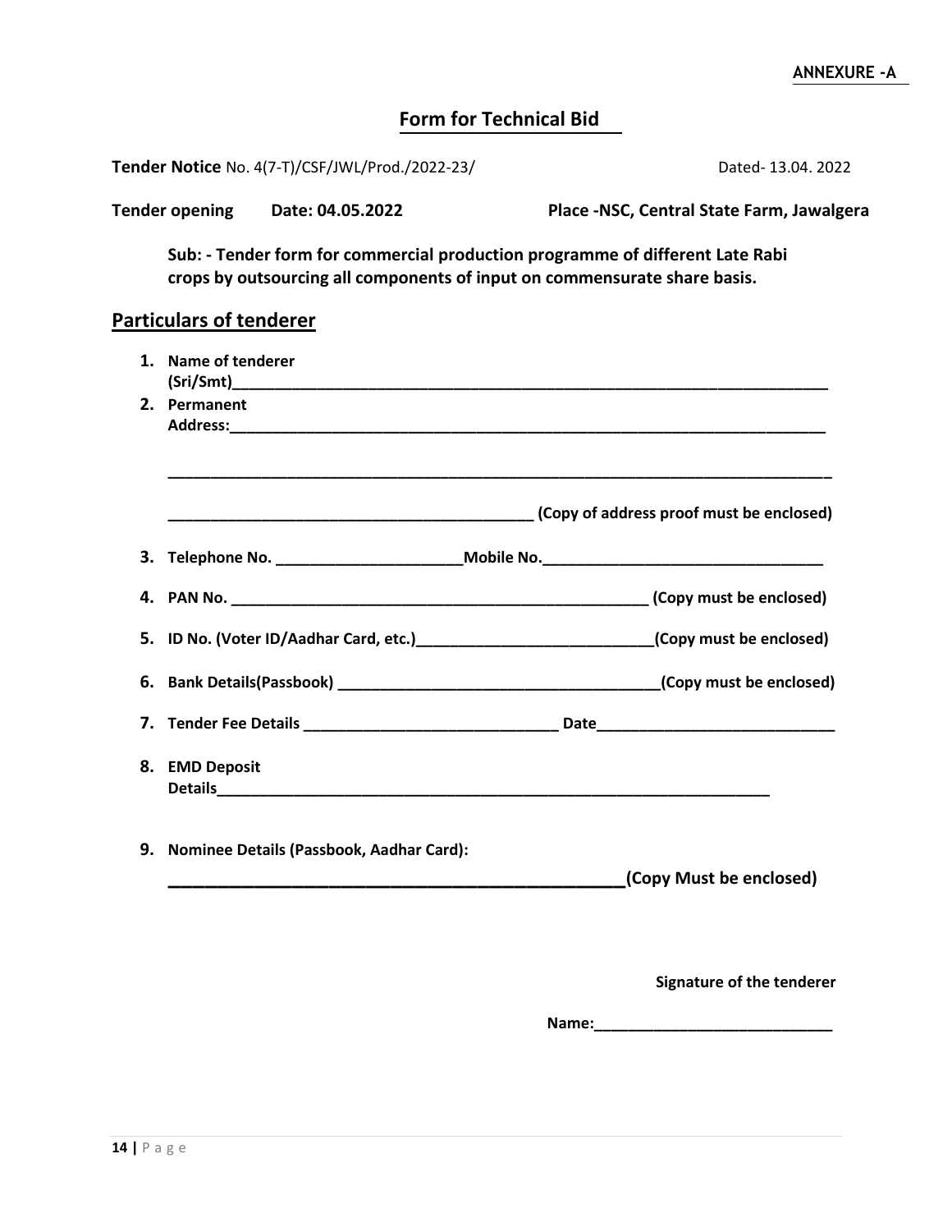**ANNEXURE -A**

## Form for Technical Bid

**Tender Notice** No. 4(7-T)/CSF/JWL/Prod./2022-23/ Dated- 13.04. 2022

**Tender opening Date: 04.05.2022** **Place -NSC, Central State Farm, Jawalgera**

**Sub: - Tender form for commercial production programme of different Late Rabi crops by outsourcing all components of input on commensurate share basis.**

## Particulars of tenderer

1. **Name of tenderer (Sri/Smt)________________________________________________________________________**
2. **Permanent Address:________________________________________________________________________**

   **________________________________________________________________________________**

   **____________________________________________ (Copy of address proof must be enclosed)**
3. **Telephone No. ______________________Mobile No._________________________________**
4. **PAN No. _________________________________________________ (Copy must be enclosed)**
5. **ID No. (Voter ID/Aadhar Card, etc.)____________________________(Copy must be enclosed)**
6. **Bank Details(Passbook) ______________________________________(Copy must be enclosed)**
7. **Tender Fee Details ______________________________ Date____________________________**
8. **EMD Deposit Details____________________________________________________________________**
9. **Nominee Details (Passbook, Aadhar Card):**

   **__________________________________________________(Copy Must be enclosed)**

**Signature of the tenderer**

**Name:____________________________**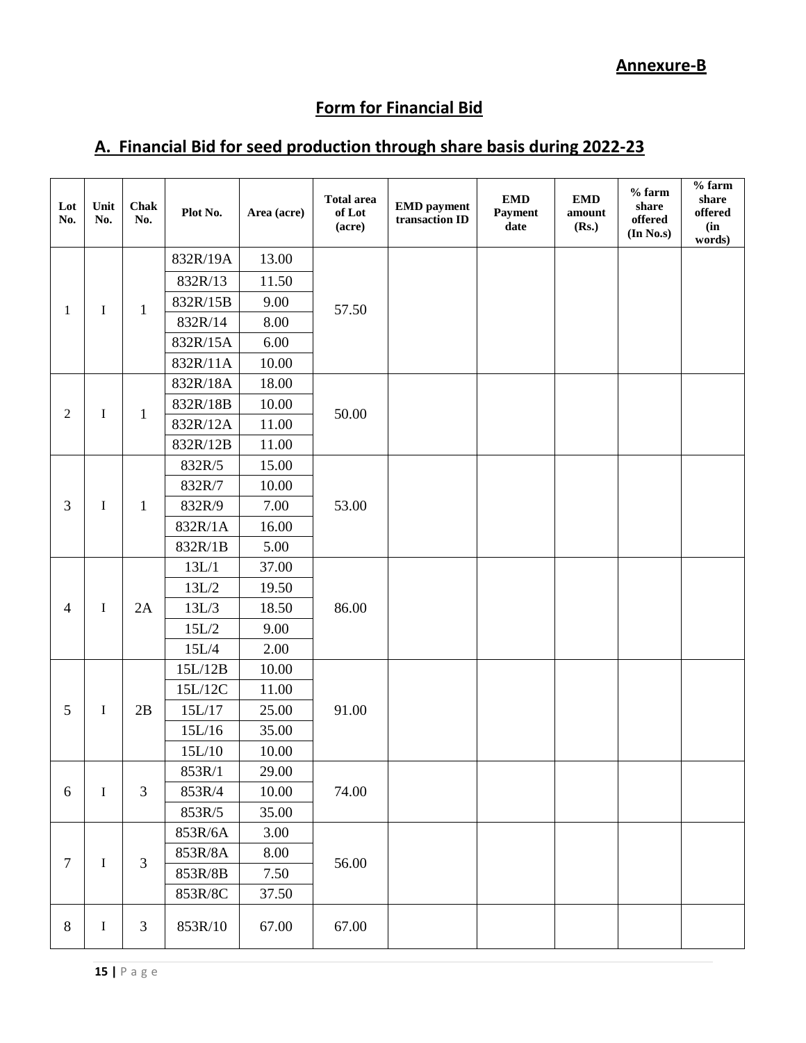**Annexure-B**

## Form for Financial Bid

## A. Financial Bid for seed production through share basis during 2022-23

| Lot No. | Unit No. | Chak No. | Plot No. | Area (acre) | Total area of Lot (acre) | EMD payment transaction ID | EMD Payment date | EMD amount (Rs.) | % farm share offered (In No.s) | % farm share offered (in words) |
|---|---|---|---|---|---|---|---|---|---|---|
| 1 | I | 1 | 832R/19A | 13.00 | 57.50 | | | | | |
| | | | 832R/13 | 11.50 | | | | | | |
| | | | 832R/15B | 9.00 | | | | | | |
| | | | 832R/14 | 8.00 | | | | | | |
| | | | 832R/15A | 6.00 | | | | | | |
| | | | 832R/11A | 10.00 | | | | | | |
| 2 | I | 1 | 832R/18A | 18.00 | 50.00 | | | | | |
| | | | 832R/18B | 10.00 | | | | | | |
| | | | 832R/12A | 11.00 | | | | | | |
| | | | 832R/12B | 11.00 | | | | | | |
| 3 | I | 1 | 832R/5 | 15.00 | 53.00 | | | | | |
| | | | 832R/7 | 10.00 | | | | | | |
| | | | 832R/9 | 7.00 | | | | | | |
| | | | 832R/1A | 16.00 | | | | | | |
| | | | 832R/1B | 5.00 | | | | | | |
| 4 | I | 2A | 13L/1 | 37.00 | 86.00 | | | | | |
| | | | 13L/2 | 19.50 | | | | | | |
| | | | 13L/3 | 18.50 | | | | | | |
| | | | 15L/2 | 9.00 | | | | | | |
| | | | 15L/4 | 2.00 | | | | | | |
| 5 | I | 2B | 15L/12B | 10.00 | 91.00 | | | | | |
| | | | 15L/12C | 11.00 | | | | | | |
| | | | 15L/17 | 25.00 | | | | | | |
| | | | 15L/16 | 35.00 | | | | | | |
| | | | 15L/10 | 10.00 | | | | | | |
| 6 | I | 3 | 853R/1 | 29.00 | 74.00 | | | | | |
| | | | 853R/4 | 10.00 | | | | | | |
| | | | 853R/5 | 35.00 | | | | | | |
| 7 | I | 3 | 853R/6A | 3.00 | 56.00 | | | | | |
| | | | 853R/8A | 8.00 | | | | | | |
| | | | 853R/8B | 7.50 | | | | | | |
| | | | 853R/8C | 37.50 | | | | | | |
| 8 | I | 3 | 853R/10 | 67.00 | 67.00 | | | | | |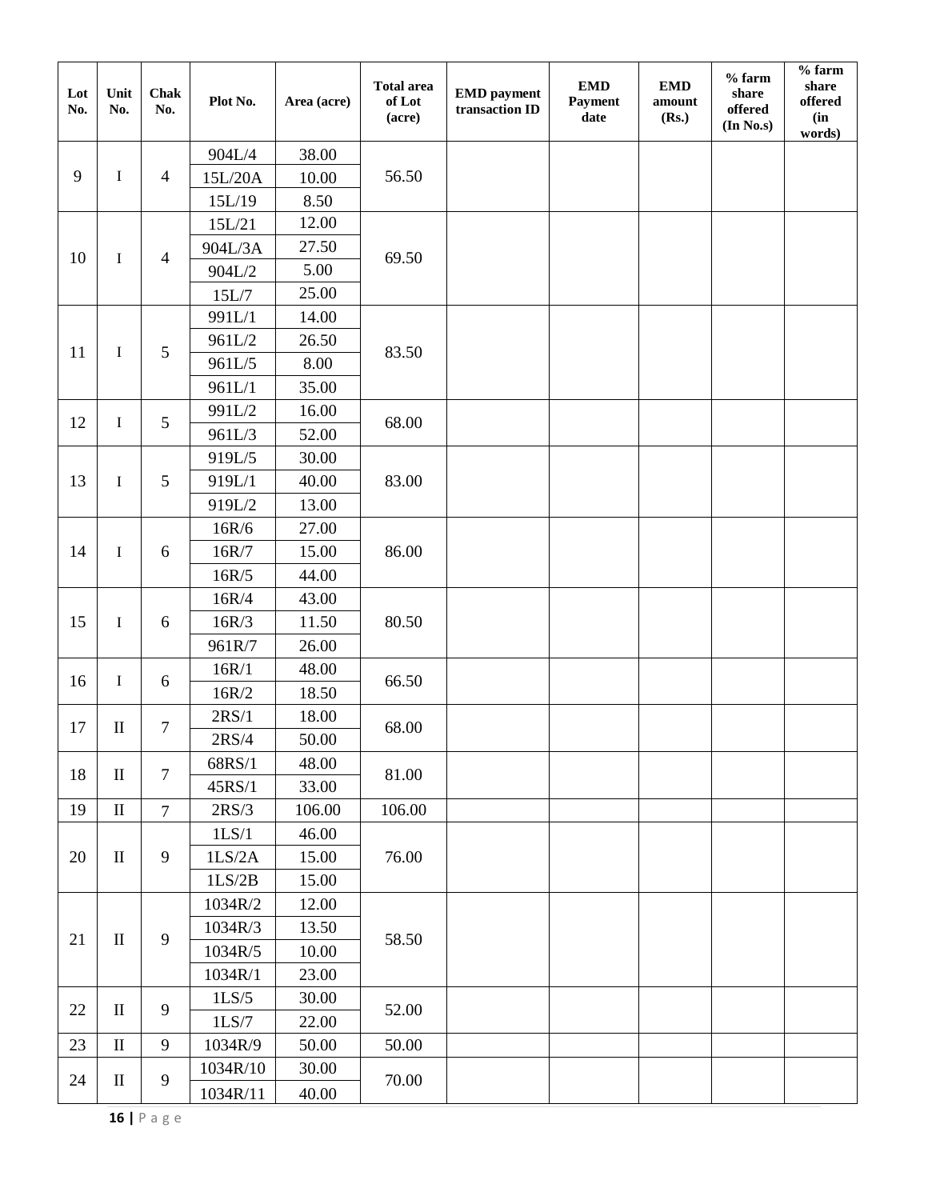| Lot No. | Unit No. | Chak No. | Plot No. | Area (acre) | Total area of Lot (acre) | EMD payment transaction ID | EMD Payment date | EMD amount (Rs.) | % farm share offered (In No.s) | % farm share offered (in words) |
|---|---|---|---|---|---|---|---|---|---|---|
| 9 | I | 4 | 904L/4 | 38.00 | 56.50 | | | | | |
| | | | 15L/20A | 10.00 | | | | | | |
| | | | 15L/19 | 8.50 | | | | | | |
| 10 | I | 4 | 15L/21 | 12.00 | 69.50 | | | | | |
| | | | 904L/3A | 27.50 | | | | | | |
| | | | 904L/2 | 5.00 | | | | | | |
| | | | 15L/7 | 25.00 | | | | | | |
| 11 | I | 5 | 991L/1 | 14.00 | 83.50 | | | | | |
| | | | 961L/2 | 26.50 | | | | | | |
| | | | 961L/5 | 8.00 | | | | | | |
| | | | 961L/1 | 35.00 | | | | | | |
| 12 | I | 5 | 991L/2 | 16.00 | 68.00 | | | | | |
| | | | 961L/3 | 52.00 | | | | | | |
| 13 | I | 5 | 919L/5 | 30.00 | 83.00 | | | | | |
| | | | 919L/1 | 40.00 | | | | | | |
| | | | 919L/2 | 13.00 | | | | | | |
| 14 | I | 6 | 16R/6 | 27.00 | 86.00 | | | | | |
| | | | 16R/7 | 15.00 | | | | | | |
| | | | 16R/5 | 44.00 | | | | | | |
| 15 | I | 6 | 16R/4 | 43.00 | 80.50 | | | | | |
| | | | 16R/3 | 11.50 | | | | | | |
| | | | 961R/7 | 26.00 | | | | | | |
| 16 | I | 6 | 16R/1 | 48.00 | 66.50 | | | | | |
| | | | 16R/2 | 18.50 | | | | | | |
| 17 | II | 7 | 2RS/1 | 18.00 | 68.00 | | | | | |
| | | | 2RS/4 | 50.00 | | | | | | |
| 18 | II | 7 | 68RS/1 | 48.00 | 81.00 | | | | | |
| | | | 45RS/1 | 33.00 | | | | | | |
| 19 | II | 7 | 2RS/3 | 106.00 | 106.00 | | | | | |
| 20 | II | 9 | 1LS/1 | 46.00 | 76.00 | | | | | |
| | | | 1LS/2A | 15.00 | | | | | | |
| | | | 1LS/2B | 15.00 | | | | | | |
| 21 | II | 9 | 1034R/2 | 12.00 | 58.50 | | | | | |
| | | | 1034R/3 | 13.50 | | | | | | |
| | | | 1034R/5 | 10.00 | | | | | | |
| | | | 1034R/1 | 23.00 | | | | | | |
| 22 | II | 9 | 1LS/5 | 30.00 | 52.00 | | | | | |
| | | | 1LS/7 | 22.00 | | | | | | |
| 23 | II | 9 | 1034R/9 | 50.00 | 50.00 | | | | | |
| 24 | II | 9 | 1034R/10 | 30.00 | 70.00 | | | | | |
| | | | 1034R/11 | 40.00 | | | | | | |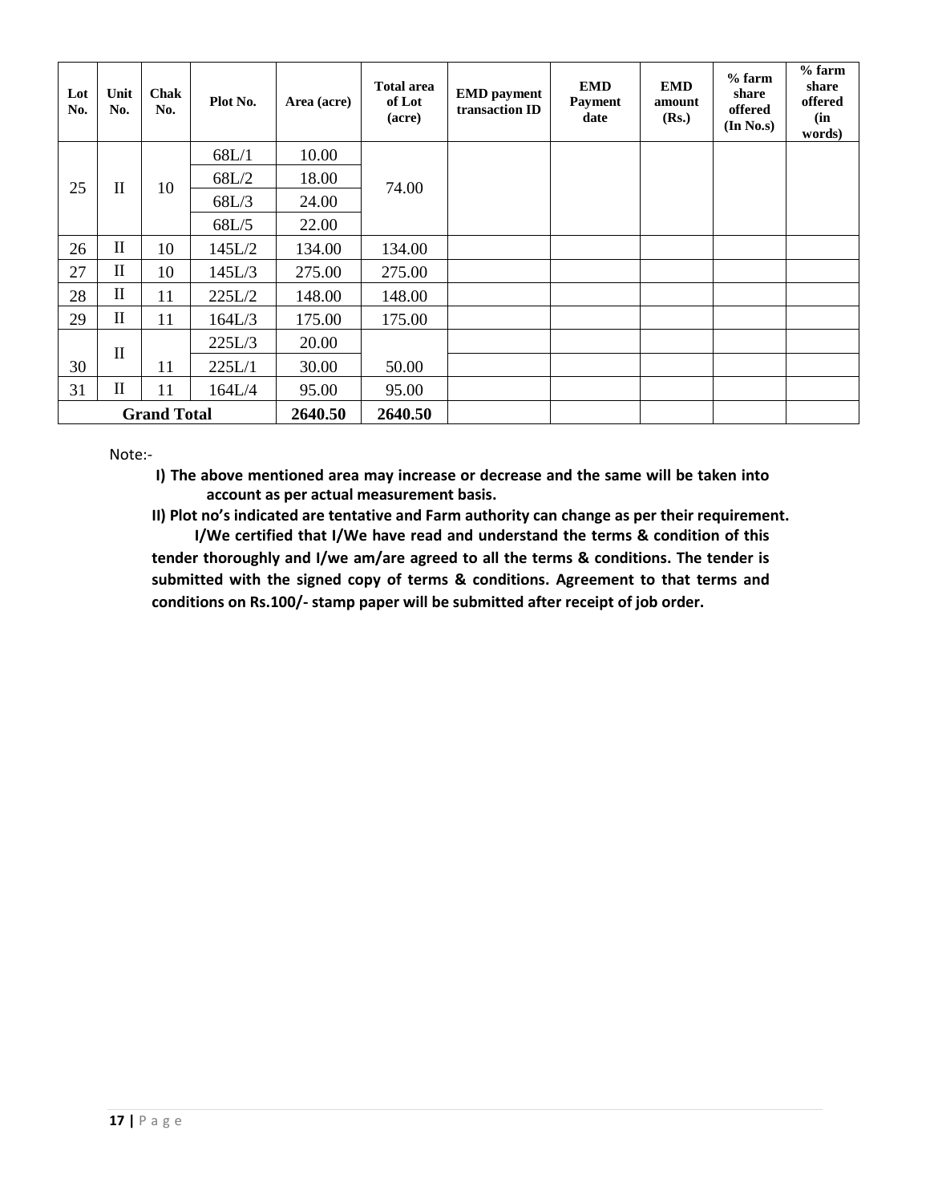| Lot No. | Unit No. | Chak No. | Plot No. | Area (acre) | Total area of Lot (acre) | EMD payment transaction ID | EMD Payment date | EMD amount (Rs.) | % farm share offered (In No.s) | % farm share offered (in words) |
|---|---|---|---|---|---|---|---|---|---|---|
| 25 | II | 10 | 68L/1 | 10.00 | 74.00 | | | | | |
| | | | 68L/2 | 18.00 | | | | | | |
| | | | 68L/3 | 24.00 | | | | | | |
| | | | 68L/5 | 22.00 | | | | | | |
| 26 | II | 10 | 145L/2 | 134.00 | 134.00 | | | | | |
| 27 | II | 10 | 145L/3 | 275.00 | 275.00 | | | | | |
| 28 | II | 11 | 225L/2 | 148.00 | 148.00 | | | | | |
| 29 | II | 11 | 164L/3 | 175.00 | 175.00 | | | | | |
| 30 | II | 11 | 225L/3 | 20.00 | 50.00 | | | | | |
| | | | 225L/1 | 30.00 | | | | | | |
| 31 | II | 11 | 164L/4 | 95.00 | 95.00 | | | | | |
| Grand Total | | | | 2640.50 | 2640.50 | | | | | |

Note:-

**I) The above mentioned area may increase or decrease and the same will be taken into account as per actual measurement basis.**

**II) Plot no's indicated are tentative and Farm authority can change as per their requirement.**

**I/We certified that I/We have read and understand the terms & condition of this tender thoroughly and I/we am/are agreed to all the terms & conditions. The tender is submitted with the signed copy of terms & conditions. Agreement to that terms and conditions on Rs.100/- stamp paper will be submitted after receipt of job order.**